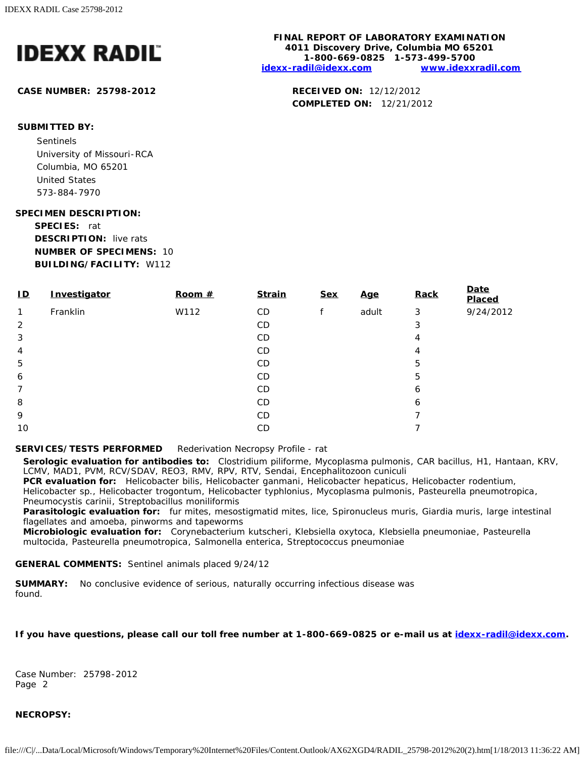# IDEXX RADIL

**FINAL REPORT OF LABORATORY EXAMINATION**
**4011 Discovery Drive, Columbia MO 65201**
**1-800-669-0825 1-573-499-5700**
**idexx-radil@idexx.com www.idexxradil.com**

**CASE NUMBER: 25798-2012**

**RECEIVED ON:** 12/12/2012
**COMPLETED ON:** 12/21/2012

**SUBMITTED BY:**

Sentinels
University of Missouri-RCA
Columbia, MO 65201
United States
573-884-7970

**SPECIMEN DESCRIPTION:**

**SPECIES:** rat
**DESCRIPTION:** live rats
**NUMBER OF SPECIMENS:** 10
**BUILDING/FACILITY:** W112

| ID | Investigator | Room # | Strain | Sex | Age | Rack | Date Placed |
|---|---|---|---|---|---|---|---|
| 1 | Franklin | W112 | CD | f | adult | 3 | 9/24/2012 |
| 2 | | | CD | | | 3 | |
| 3 | | | CD | | | 4 | |
| 4 | | | CD | | | 4 | |
| 5 | | | CD | | | 5 | |
| 6 | | | CD | | | 5 | |
| 7 | | | CD | | | 6 | |
| 8 | | | CD | | | 6 | |
| 9 | | | CD | | | 7 | |
| 10 | | | CD | | | 7 | |

**SERVICES/TESTS PERFORMED** Rederivation Necropsy Profile - rat

**Serologic evaluation for antibodies to:** Clostridium piliforme, Mycoplasma pulmonis, CAR bacillus, H1, Hantaan, KRV, LCMV, MAD1, PVM, RCV/SDAV, REO3, RMV, RPV, RTV, Sendai, Encephalitozoon cuniculi
**PCR evaluation for:** Helicobacter bilis, Helicobacter ganmani, Helicobacter hepaticus, Helicobacter rodentium, Helicobacter sp., Helicobacter trogontum, Helicobacter typhlonius, Mycoplasma pulmonis, Pasteurella pneumotropica, Pneumocystis carinii, Streptobacillus moniliformis
**Parasitologic evaluation for:** fur mites, mesostigmatid mites, lice, Spironucleus muris, Giardia muris, large intestinal flagellates and amoeba, pinworms and tapeworms
**Microbiologic evaluation for:** Corynebacterium kutscheri, Klebsiella oxytoca, Klebsiella pneumoniae, Pasteurella multocida, Pasteurella pneumotropica, Salmonella enterica, Streptococcus pneumoniae

**GENERAL COMMENTS:** Sentinel animals placed 9/24/12

**SUMMARY:** No conclusive evidence of serious, naturally occurring infectious disease was found.

**If you have questions, please call our toll free number at 1-800-669-0825 or e-mail us at idexx-radil@idexx.com.**

Case Number: 25798-2012
Page 2

**NECROPSY:**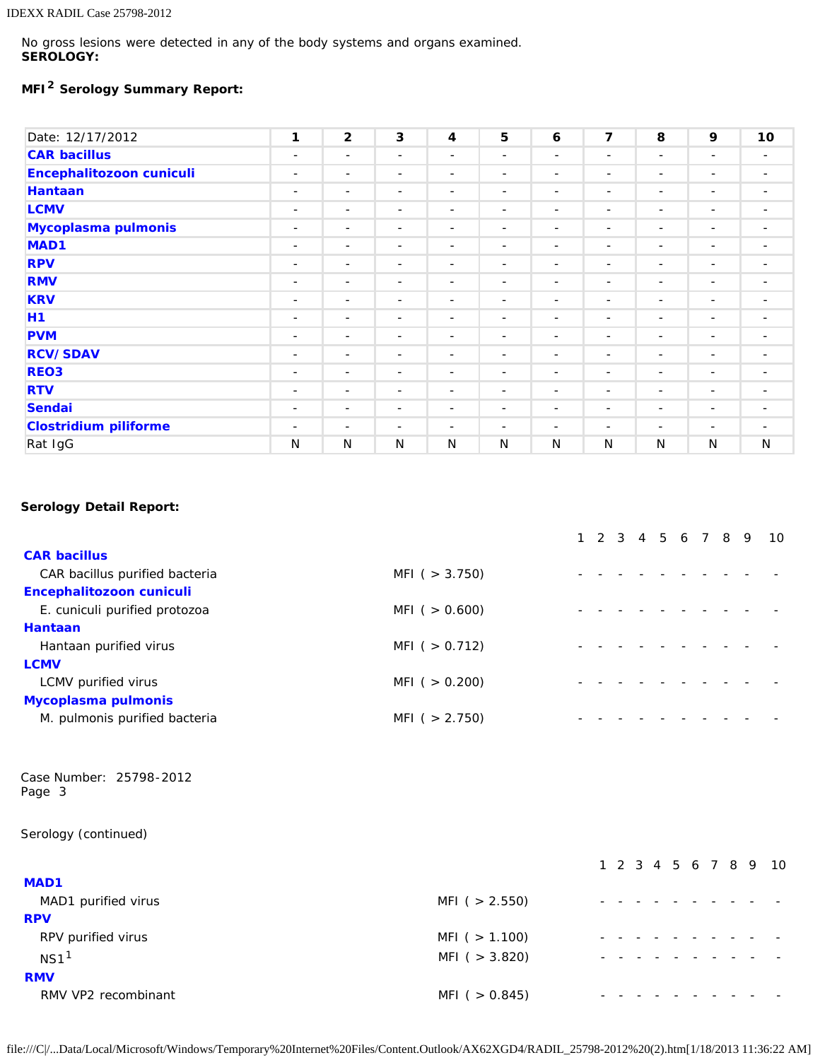No gross lesions were detected in any of the body systems and organs examined.

**SEROLOGY:**

**MFI[2] Serology Summary Report:**

| Date: 12/17/2012 | 1 | 2 | 3 | 4 | 5 | 6 | 7 | 8 | 9 | 10 |
|---|---|---|---|---|---|---|---|---|---|---|
| **CAR bacillus** | - | - | - | - | - | - | - | - | - | - |
| **Encephalitozoon cuniculi** | - | - | - | - | - | - | - | - | - | - |
| **Hantaan** | - | - | - | - | - | - | - | - | - | - |
| **LCMV** | - | - | - | - | - | - | - | - | - | - |
| **Mycoplasma pulmonis** | - | - | - | - | - | - | - | - | - | - |
| **MAD1** | - | - | - | - | - | - | - | - | - | - |
| **RPV** | - | - | - | - | - | - | - | - | - | - |
| **RMV** | - | - | - | - | - | - | - | - | - | - |
| **KRV** | - | - | - | - | - | - | - | - | - | - |
| **H1** | - | - | - | - | - | - | - | - | - | - |
| **PVM** | - | - | - | - | - | - | - | - | - | - |
| **RCV/SDAV** | - | - | - | - | - | - | - | - | - | - |
| **REO3** | - | - | - | - | - | - | - | - | - | - |
| **RTV** | - | - | - | - | - | - | - | - | - | - |
| **Sendai** | - | - | - | - | - | - | - | - | - | - |
| **Clostridium piliforme** | - | - | - | - | - | - | - | - | - | - |
| Rat IgG | N | N | N | N | N | N | N | N | N | N |

**Serology Detail Report:**

| | | 1 | 2 | 3 | 4 | 5 | 6 | 7 | 8 | 9 | 10 |
|---|---|---|---|---|---|---|---|---|---|---|---|
| **CAR bacillus** | | | | | | | | | | | |
| CAR bacillus purified bacteria | MFI ( > 3.750) | - | - | - | - | - | - | - | - | - | - |
| **Encephalitozoon cuniculi** | | | | | | | | | | | |
| E. cuniculi purified protozoa | MFI ( > 0.600) | - | - | - | - | - | - | - | - | - | - |
| **Hantaan** | | | | | | | | | | | |
| Hantaan purified virus | MFI ( > 0.712) | - | - | - | - | - | - | - | - | - | - |
| **LCMV** | | | | | | | | | | | |
| LCMV purified virus | MFI ( > 0.200) | - | - | - | - | - | - | - | - | - | - |
| **Mycoplasma pulmonis** | | | | | | | | | | | |
| M. pulmonis purified bacteria | MFI ( > 2.750) | - | - | - | - | - | - | - | - | - | - |

Case Number: 25798-2012
Page 3

Serology (continued)

| | | 1 | 2 | 3 | 4 | 5 | 6 | 7 | 8 | 9 | 10 |
|---|---|---|---|---|---|---|---|---|---|---|---|
| **MAD1** | | | | | | | | | | | |
| MAD1 purified virus | MFI ( > 2.550) | - | - | - | - | - | - | - | - | - | - |
| **RPV** | | | | | | | | | | | |
| RPV purified virus | MFI ( > 1.100) | - | - | - | - | - | - | - | - | - | - |
| NS1[1] | MFI ( > 3.820) | - | - | - | - | - | - | - | - | - | - |
| **RMV** | | | | | | | | | | | |
| RMV VP2 recombinant | MFI ( > 0.845) | - | - | - | - | - | - | - | - | - | - |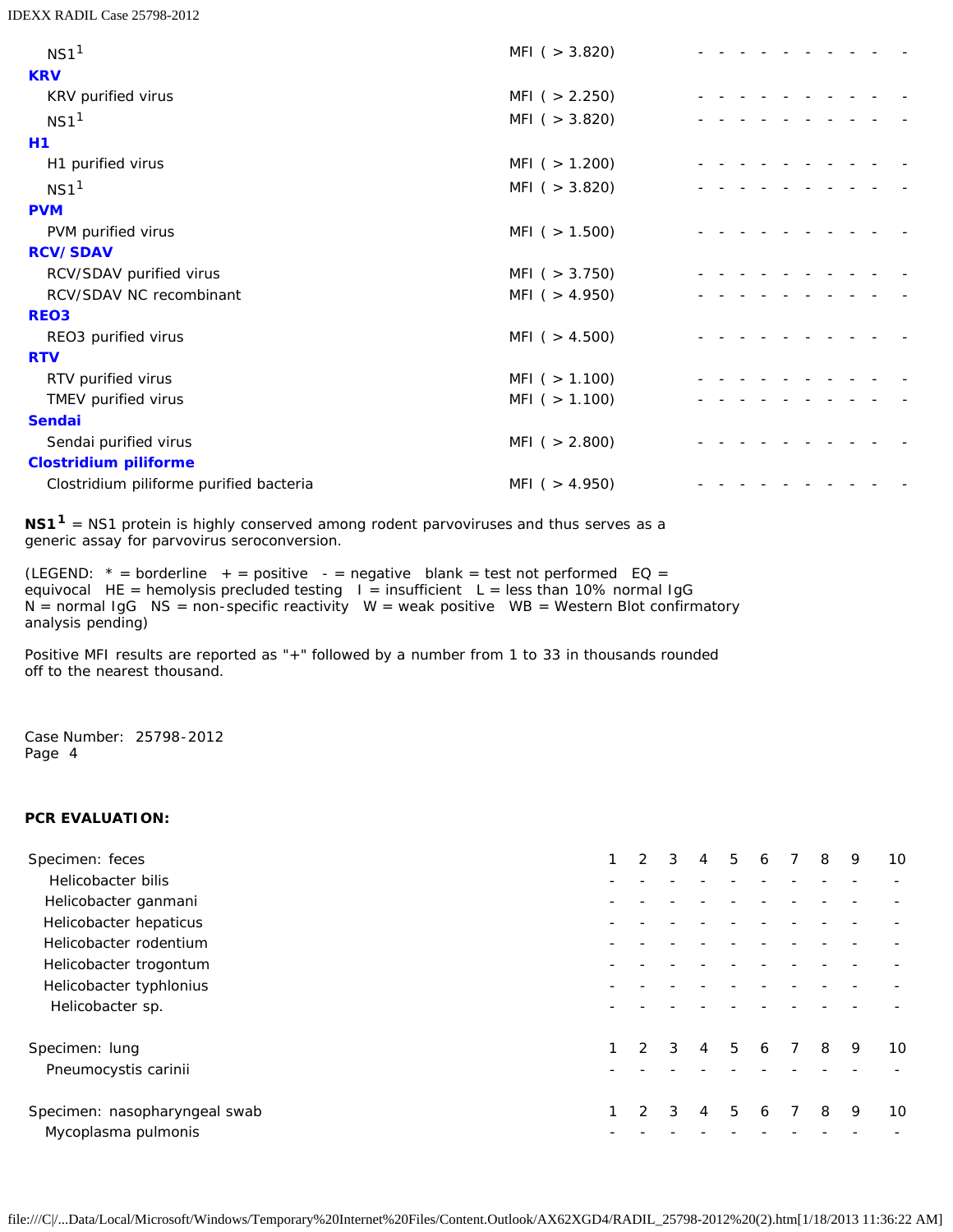| | | | | | | | | | | | |
|---|---|---|---|---|---|---|---|---|---|---|---|
| NS1[1] | MFI ( > 3.820) | - | - | - | - | - | - | - | - | - | - |
| **KRV** | | | | | | | | | | | |
| KRV purified virus | MFI ( > 2.250) | - | - | - | - | - | - | - | - | - | - |
| NS1[1] | MFI ( > 3.820) | - | - | - | - | - | - | - | - | - | - |
| **H1** | | | | | | | | | | | |
| H1 purified virus | MFI ( > 1.200) | - | - | - | - | - | - | - | - | - | - |
| NS1[1] | MFI ( > 3.820) | - | - | - | - | - | - | - | - | - | - |
| **PVM** | | | | | | | | | | | |
| PVM purified virus | MFI ( > 1.500) | - | - | - | - | - | - | - | - | - | - |
| **RCV/SDAV** | | | | | | | | | | | |
| RCV/SDAV purified virus | MFI ( > 3.750) | - | - | - | - | - | - | - | - | - | - |
| RCV/SDAV NC recombinant | MFI ( > 4.950) | - | - | - | - | - | - | - | - | - | - |
| **REO3** | | | | | | | | | | | |
| REO3 purified virus | MFI ( > 4.500) | - | - | - | - | - | - | - | - | - | - |
| **RTV** | | | | | | | | | | | |
| RTV purified virus | MFI ( > 1.100) | - | - | - | - | - | - | - | - | - | - |
| TMEV purified virus | MFI ( > 1.100) | - | - | - | - | - | - | - | - | - | - |
| **Sendai** | | | | | | | | | | | |
| Sendai purified virus | MFI ( > 2.800) | - | - | - | - | - | - | - | - | - | - |
| **Clostridium piliforme** | | | | | | | | | | | |
| Clostridium piliforme purified bacteria | MFI ( > 4.950) | - | - | - | - | - | - | - | - | - | - |

**NS1[1]** = NS1 protein is highly conserved among rodent parvoviruses and thus serves as a generic assay for parvovirus seroconversion.

(LEGEND: * = borderline + = positive - = negative blank = test not performed EQ = equivocal HE = hemolysis precluded testing I = insufficient L = less than 10% normal IgG N = normal IgG NS = non-specific reactivity W = weak positive WB = Western Blot confirmatory analysis pending)

Positive MFI results are reported as "+" followed by a number from 1 to 33 in thousands rounded off to the nearest thousand.

Case Number: 25798-2012
Page 4

**PCR EVALUATION:**

| Specimen: feces | 1 | 2 | 3 | 4 | 5 | 6 | 7 | 8 | 9 | 10 |
|---|---|---|---|---|---|---|---|---|---|---|
| Helicobacter bilis | - | - | - | - | - | - | - | - | - | - |
| Helicobacter ganmani | - | - | - | - | - | - | - | - | - | - |
| Helicobacter hepaticus | - | - | - | - | - | - | - | - | - | - |
| Helicobacter rodentium | - | - | - | - | - | - | - | - | - | - |
| Helicobacter trogontum | - | - | - | - | - | - | - | - | - | - |
| Helicobacter typhlonius | - | - | - | - | - | - | - | - | - | - |
| Helicobacter sp. | - | - | - | - | - | - | - | - | - | - |

| Specimen: lung | 1 | 2 | 3 | 4 | 5 | 6 | 7 | 8 | 9 | 10 |
|---|---|---|---|---|---|---|---|---|---|---|
| Pneumocystis carinii | - | - | - | - | - | - | - | - | - | - |

| Specimen: nasopharyngeal swab | 1 | 2 | 3 | 4 | 5 | 6 | 7 | 8 | 9 | 10 |
|---|---|---|---|---|---|---|---|---|---|---|
| Mycoplasma pulmonis | - | - | - | - | - | - | - | - | - | - |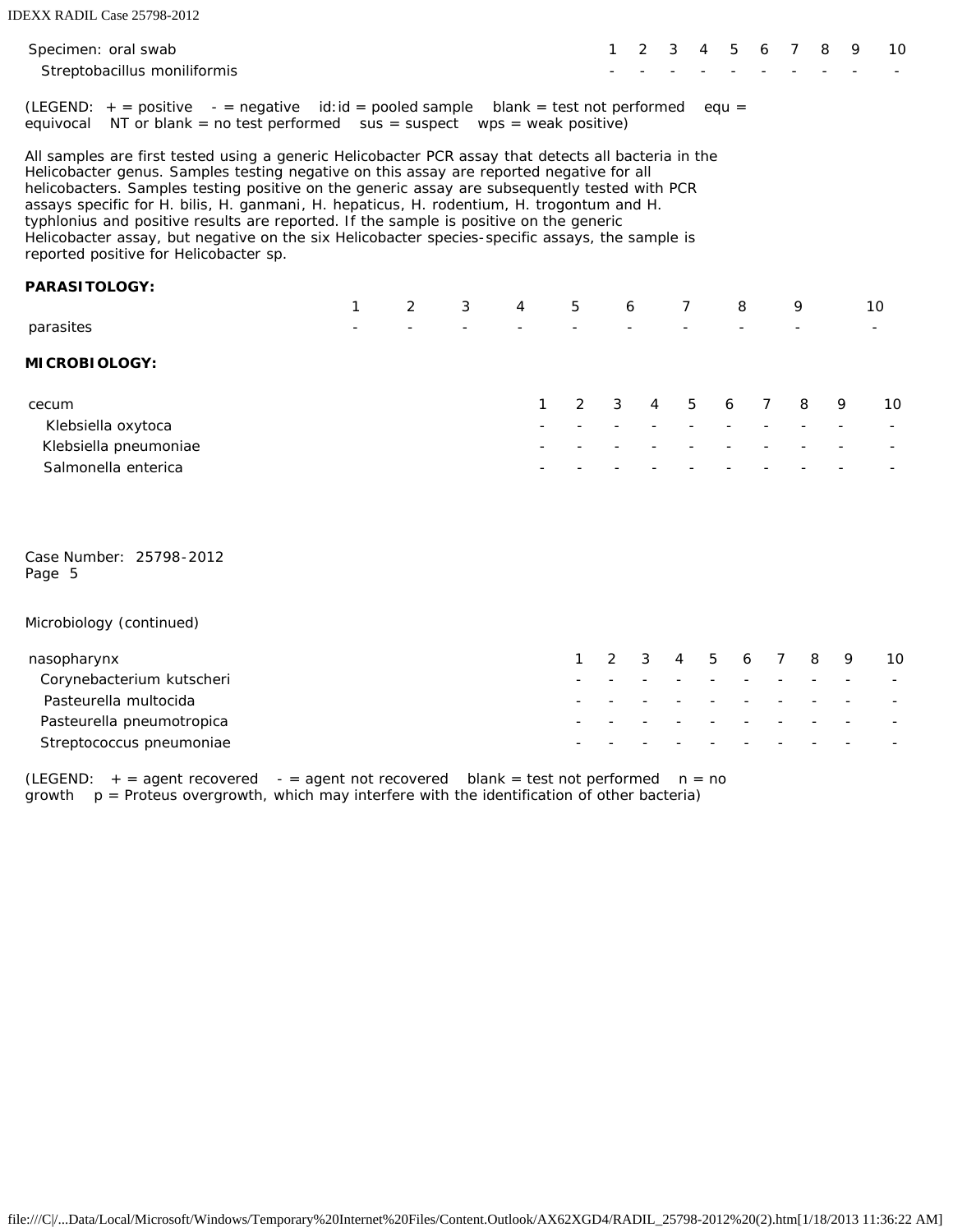| Specimen: oral swab | 1 | 2 | 3 | 4 | 5 | 6 | 7 | 8 | 9 | 10 |
|---|---|---|---|---|---|---|---|---|---|---|
| Streptobacillus moniliformis | - | - | - | - | - | - | - | - | - | - |

(LEGEND: + = positive - = negative id:id = pooled sample blank = test not performed equ = equivocal NT or blank = no test performed sus = suspect wps = weak positive)

All samples are first tested using a generic Helicobacter PCR assay that detects all bacteria in the Helicobacter genus. Samples testing negative on this assay are reported negative for all helicobacters. Samples testing positive on the generic assay are subsequently tested with PCR assays specific for H. bilis, H. ganmani, H. hepaticus, H. rodentium, H. trogontum and H. typhlonius and positive results are reported. If the sample is positive on the generic Helicobacter assay, but negative on the six Helicobacter species-specific assays, the sample is reported positive for Helicobacter sp.

**PARASITOLOGY:**

| | 1 | 2 | 3 | 4 | 5 | 6 | 7 | 8 | 9 | 10 |
|---|---|---|---|---|---|---|---|---|---|---|
| parasites | - | - | - | - | - | - | - | - | - | - |

**MICROBIOLOGY:**

| cecum | 1 | 2 | 3 | 4 | 5 | 6 | 7 | 8 | 9 | 10 |
|---|---|---|---|---|---|---|---|---|---|---|
| Klebsiella oxytoca | - | - | - | - | - | - | - | - | - | - |
| Klebsiella pneumoniae | - | - | - | - | - | - | - | - | - | - |
| Salmonella enterica | - | - | - | - | - | - | - | - | - | - |

Case Number: 25798-2012
Page 5

Microbiology (continued)

| nasopharynx | 1 | 2 | 3 | 4 | 5 | 6 | 7 | 8 | 9 | 10 |
|---|---|---|---|---|---|---|---|---|---|---|
| Corynebacterium kutscheri | - | - | - | - | - | - | - | - | - | - |
| Pasteurella multocida | - | - | - | - | - | - | - | - | - | - |
| Pasteurella pneumotropica | - | - | - | - | - | - | - | - | - | - |
| Streptococcus pneumoniae | - | - | - | - | - | - | - | - | - | - |

(LEGEND: + = agent recovered - = agent not recovered blank = test not performed n = no growth p = Proteus overgrowth, which may interfere with the identification of other bacteria)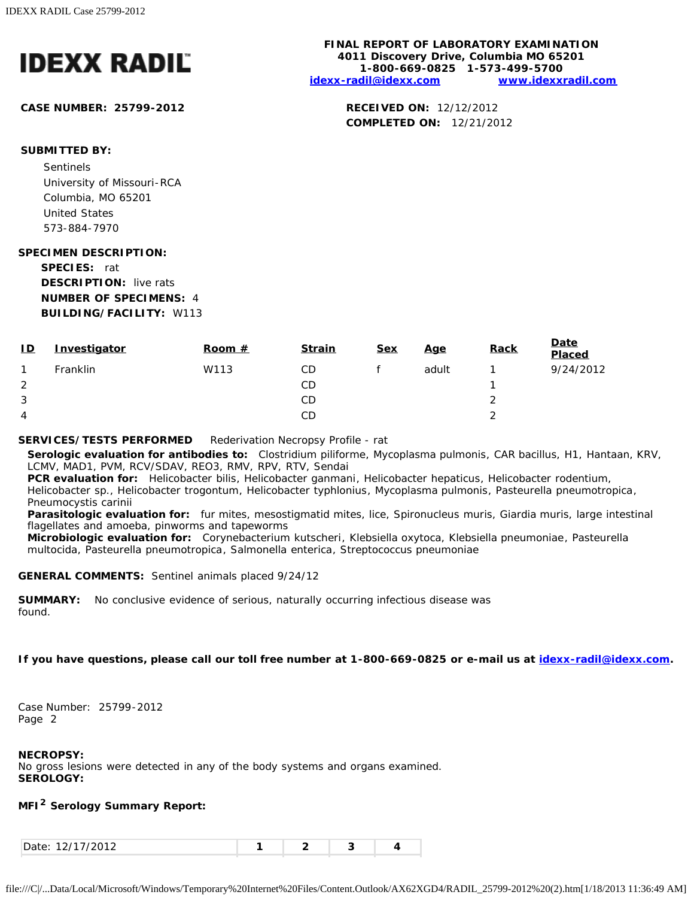# IDEXX RADIL

**FINAL REPORT OF LABORATORY EXAMINATION**
**4011 Discovery Drive, Columbia MO 65201**
**1-800-669-0825 1-573-499-5700**
**idexx-radil@idexx.com www.idexxradil.com**

**CASE NUMBER: 25799-2012**

**RECEIVED ON:** 12/12/2012
**COMPLETED ON:** 12/21/2012

**SUBMITTED BY:**

Sentinels
University of Missouri-RCA
Columbia, MO 65201
United States
573-884-7970

**SPECIMEN DESCRIPTION:**

**SPECIES:** rat
**DESCRIPTION:** live rats
**NUMBER OF SPECIMENS:** 4
**BUILDING/FACILITY:** W113

| ID | Investigator | Room # | Strain | Sex | Age | Rack | Date Placed |
|---|---|---|---|---|---|---|---|
| 1 | Franklin | W113 | CD | f | adult | 1 | 9/24/2012 |
| 2 | | | CD | | | 1 | |
| 3 | | | CD | | | 2 | |
| 4 | | | CD | | | 2 | |

**SERVICES/TESTS PERFORMED** Rederivation Necropsy Profile - rat

**Serologic evaluation for antibodies to:** Clostridium piliforme, Mycoplasma pulmonis, CAR bacillus, H1, Hantaan, KRV, LCMV, MAD1, PVM, RCV/SDAV, REO3, RMV, RPV, RTV, Sendai
**PCR evaluation for:** Helicobacter bilis, Helicobacter ganmani, Helicobacter hepaticus, Helicobacter rodentium, Helicobacter sp., Helicobacter trogontum, Helicobacter typhlonius, Mycoplasma pulmonis, Pasteurella pneumotropica, Pneumocystis carinii
**Parasitologic evaluation for:** fur mites, mesostigmatid mites, lice, Spironucleus muris, Giardia muris, large intestinal flagellates and amoeba, pinworms and tapeworms
**Microbiologic evaluation for:** Corynebacterium kutscheri, Klebsiella oxytoca, Klebsiella pneumoniae, Pasteurella multocida, Pasteurella pneumotropica, Salmonella enterica, Streptococcus pneumoniae

**GENERAL COMMENTS:** Sentinel animals placed 9/24/12

**SUMMARY:** No conclusive evidence of serious, naturally occurring infectious disease was found.

**If you have questions, please call our toll free number at 1-800-669-0825 or e-mail us at idexx-radil@idexx.com.**

Case Number: 25799-2012
Page 2

**NECROPSY:**
No gross lesions were detected in any of the body systems and organs examined.
**SEROLOGY:**

**MFI[2] Serology Summary Report:**

| Date: 12/17/2012 | 1 | 2 | 3 | 4 |
|---|---|---|---|---|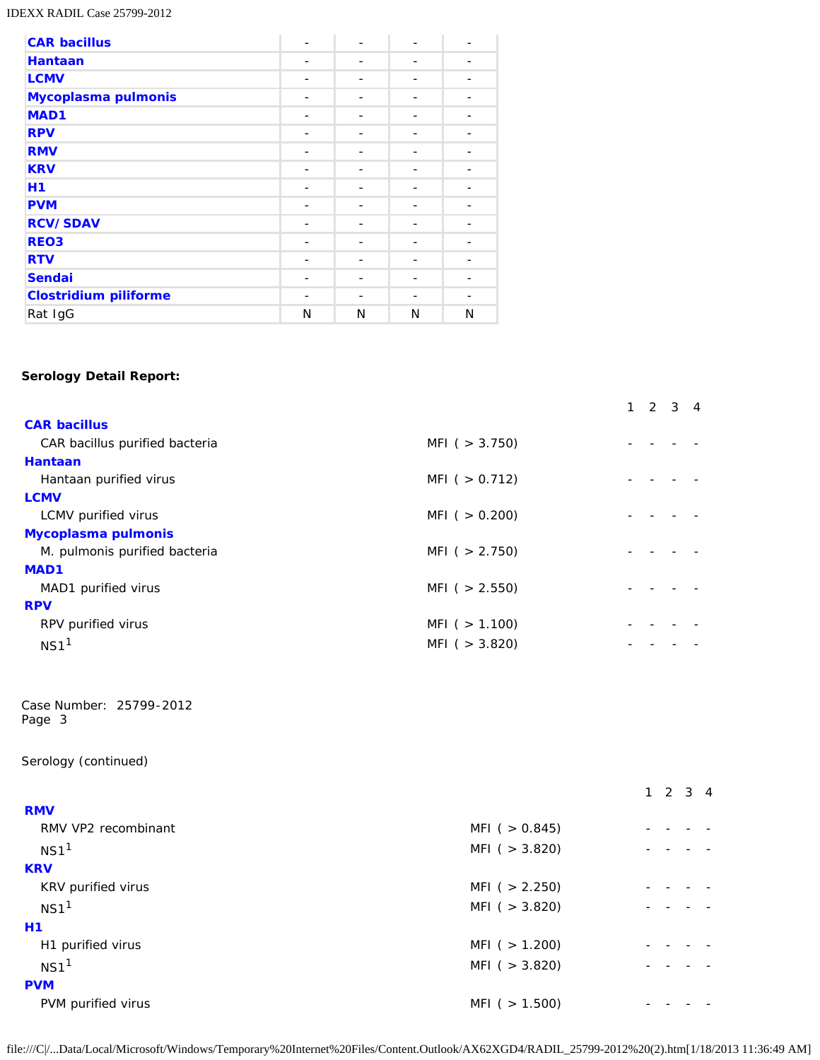| | | | | |
|---|---|---|---|---|
| **CAR bacillus** | - | - | - | - |
| **Hantaan** | - | - | - | - |
| **LCMV** | - | - | - | - |
| **Mycoplasma pulmonis** | - | - | - | - |
| **MAD1** | - | - | - | - |
| **RPV** | - | - | - | - |
| **RMV** | - | - | - | - |
| **KRV** | - | - | - | - |
| **H1** | - | - | - | - |
| **PVM** | - | - | - | - |
| **RCV/SDAV** | - | - | - | - |
| **REO3** | - | - | - | - |
| **RTV** | - | - | - | - |
| **Sendai** | - | - | - | - |
| **Clostridium piliforme** | - | - | - | - |
| Rat IgG | N | N | N | N |

**Serology Detail Report:**

| | | 1 | 2 | 3 | 4 |
|---|---|---|---|---|---|
| **CAR bacillus** | | | | | |
| CAR bacillus purified bacteria | MFI ( > 3.750) | - | - | - | - |
| **Hantaan** | | | | | |
| Hantaan purified virus | MFI ( > 0.712) | - | - | - | - |
| **LCMV** | | | | | |
| LCMV purified virus | MFI ( > 0.200) | - | - | - | - |
| **Mycoplasma pulmonis** | | | | | |
| M. pulmonis purified bacteria | MFI ( > 2.750) | - | - | - | - |
| **MAD1** | | | | | |
| MAD1 purified virus | MFI ( > 2.550) | - | - | - | - |
| **RPV** | | | | | |
| RPV purified virus | MFI ( > 1.100) | - | - | - | - |
| NS1[1] | MFI ( > 3.820) | - | - | - | - |

Case Number: 25799-2012
Page 3

Serology (continued)

| | | 1 | 2 | 3 | 4 |
|---|---|---|---|---|---|
| **RMV** | | | | | |
| RMV VP2 recombinant | MFI ( > 0.845) | - | - | - | - |
| NS1[1] | MFI ( > 3.820) | - | - | - | - |
| **KRV** | | | | | |
| KRV purified virus | MFI ( > 2.250) | - | - | - | - |
| NS1[1] | MFI ( > 3.820) | - | - | - | - |
| **H1** | | | | | |
| H1 purified virus | MFI ( > 1.200) | - | - | - | - |
| NS1[1] | MFI ( > 3.820) | - | - | - | - |
| **PVM** | | | | | |
| PVM purified virus | MFI ( > 1.500) | - | - | - | - |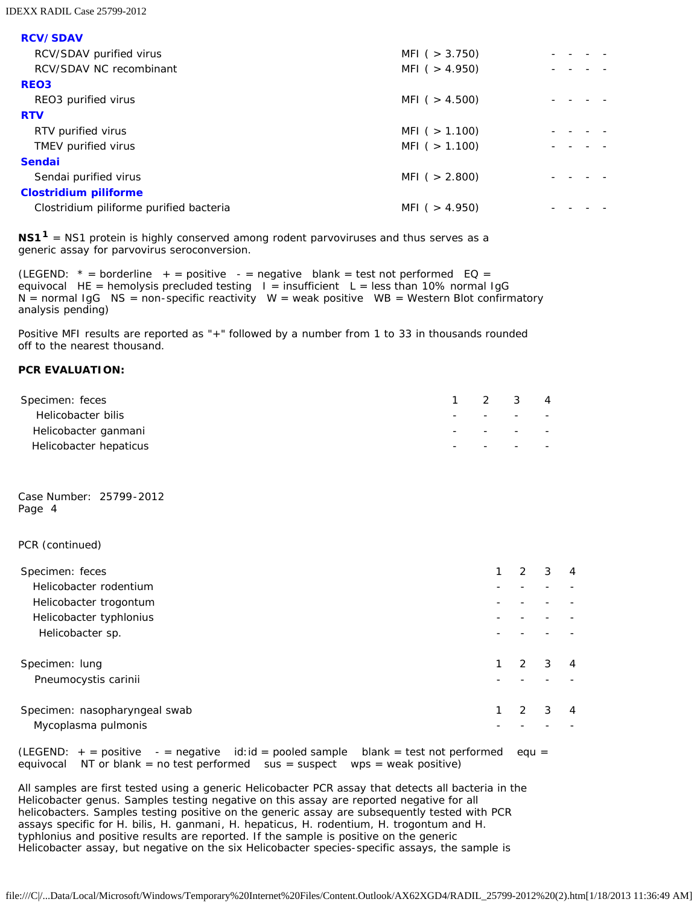| | | | | | |
|---|---|---|---|---|---|
| **RCV/SDAV** | | | | | |
| RCV/SDAV purified virus | MFI ( > 3.750) | - | - | - | - |
| RCV/SDAV NC recombinant | MFI ( > 4.950) | - | - | - | - |
| **REO3** | | | | | |
| REO3 purified virus | MFI ( > 4.500) | - | - | - | - |
| **RTV** | | | | | |
| RTV purified virus | MFI ( > 1.100) | - | - | - | - |
| TMEV purified virus | MFI ( > 1.100) | - | - | - | - |
| **Sendai** | | | | | |
| Sendai purified virus | MFI ( > 2.800) | - | - | - | - |
| **Clostridium piliforme** | | | | | |
| Clostridium piliforme purified bacteria | MFI ( > 4.950) | - | - | - | - |

**NS1**[1] = NS1 protein is highly conserved among rodent parvoviruses and thus serves as a generic assay for parvovirus seroconversion.

(LEGEND: * = borderline + = positive - = negative blank = test not performed EQ = equivocal HE = hemolysis precluded testing I = insufficient L = less than 10% normal IgG N = normal IgG NS = non-specific reactivity W = weak positive WB = Western Blot confirmatory analysis pending)

Positive MFI results are reported as "+" followed by a number from 1 to 33 in thousands rounded off to the nearest thousand.

**PCR EVALUATION:**

| Specimen: feces | 1 | 2 | 3 | 4 |
|---|---|---|---|---|
| Helicobacter bilis | - | - | - | - |
| Helicobacter ganmani | - | - | - | - |
| Helicobacter hepaticus | - | - | - | - |

Case Number: 25799-2012
Page 4

PCR (continued)

| Specimen: feces | 1 | 2 | 3 | 4 |
|---|---|---|---|---|
| Helicobacter rodentium | - | - | - | - |
| Helicobacter trogontum | - | - | - | - |
| Helicobacter typhlonius | - | - | - | - |
| Helicobacter sp. | - | - | - | - |

| Specimen: lung | 1 | 2 | 3 | 4 |
|---|---|---|---|---|
| Pneumocystis carinii | - | - | - | - |

| Specimen: nasopharyngeal swab | 1 | 2 | 3 | 4 |
|---|---|---|---|---|
| Mycoplasma pulmonis | - | - | - | - |

(LEGEND: + = positive - = negative id:id = pooled sample blank = test not performed equ = equivocal NT or blank = no test performed sus = suspect wps = weak positive)

All samples are first tested using a generic Helicobacter PCR assay that detects all bacteria in the Helicobacter genus. Samples testing negative on this assay are reported negative for all helicobacters. Samples testing positive on the generic assay are subsequently tested with PCR assays specific for H. bilis, H. ganmani, H. hepaticus, H. rodentium, H. trogontum and H. typhlonius and positive results are reported. If the sample is positive on the generic Helicobacter assay, but negative on the six Helicobacter species-specific assays, the sample is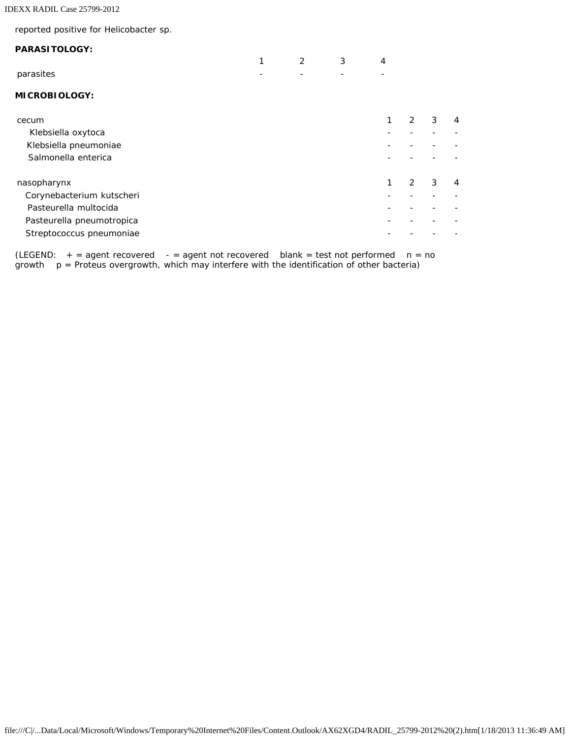reported positive for Helicobacter sp.

**PARASITOLOGY:**

| | 1 | 2 | 3 | 4 |
|---|---|---|---|---|
| parasites | - | - | - | - |

**MICROBIOLOGY:**

| cecum | 1 | 2 | 3 | 4 |
|---|---|---|---|---|
| Klebsiella oxytoca | - | - | - | - |
| Klebsiella pneumoniae | - | - | - | - |
| Salmonella enterica | - | - | - | - |

| nasopharynx | 1 | 2 | 3 | 4 |
|---|---|---|---|---|
| Corynebacterium kutscheri | - | - | - | - |
| Pasteurella multocida | - | - | - | - |
| Pasteurella pneumotropica | - | - | - | - |
| Streptococcus pneumoniae | - | - | - | - |

(LEGEND: + = agent recovered - = agent not recovered blank = test not performed n = no growth p = Proteus overgrowth, which may interfere with the identification of other bacteria)